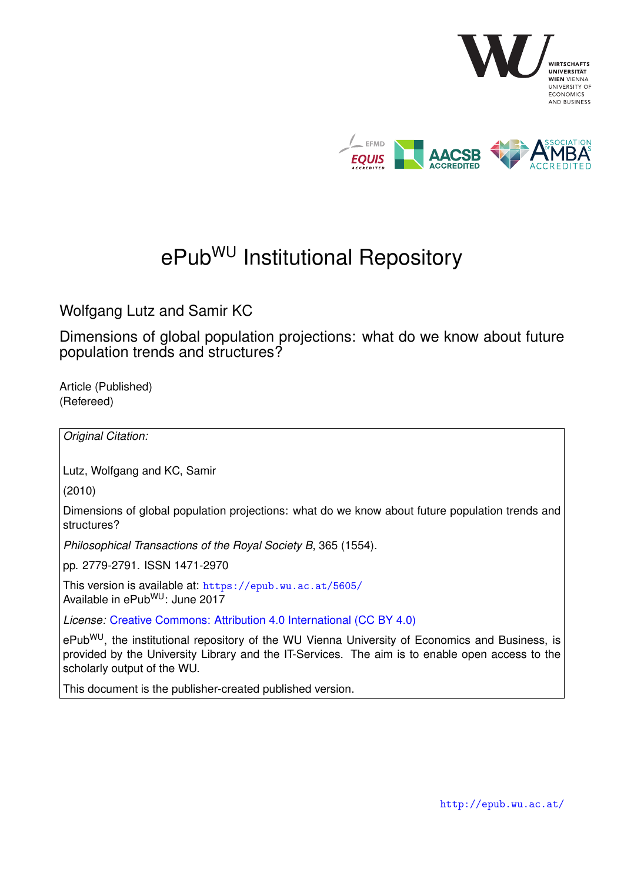# ePub$^{WU}$ Institutional Repository

Wolfgang Lutz and Samir KC

Dimensions of global population projections: what do we know about future population trends and structures?

Article (Published)
(Refereed)

*Original Citation:*

Lutz, Wolfgang and KC, Samir

(2010)

Dimensions of global population projections: what do we know about future population trends and structures?

*Philosophical Transactions of the Royal Society B*, 365 (1554).

pp. 2779-2791. ISSN 1471-2970

This version is available at: https://epub.wu.ac.at/5605/
Available in ePub$^{WU}$: June 2017

*License:* Creative Commons: Attribution 4.0 International (CC BY 4.0)

ePub$^{WU}$, the institutional repository of the WU Vienna University of Economics and Business, is provided by the University Library and the IT-Services. The aim is to enable open access to the scholarly output of the WU.

This document is the publisher-created published version.

http://epub.wu.ac.at/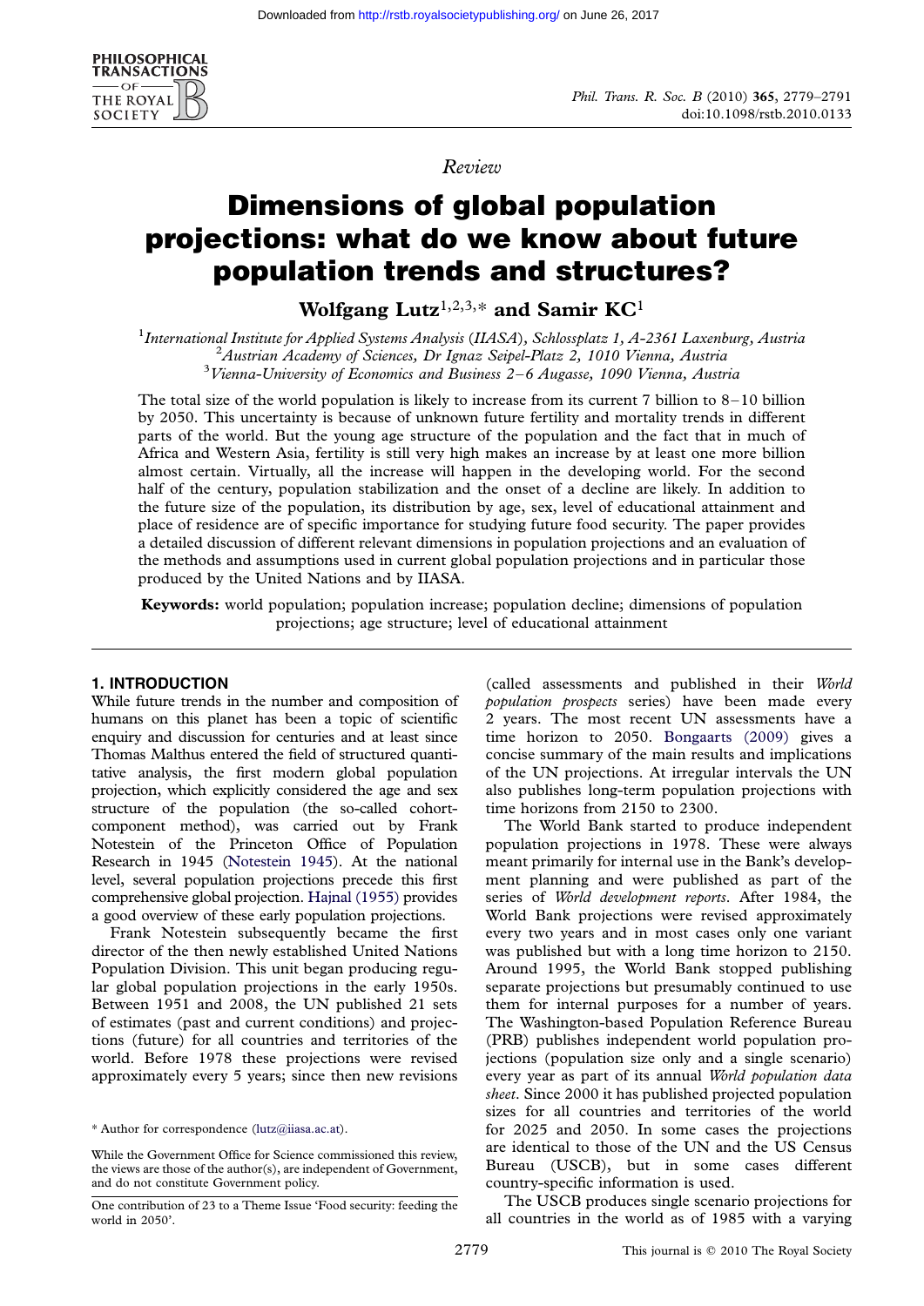Review

# Dimensions of global population projections: what do we know about future population trends and structures?

**Wolfgang Lutz[1,2,3,*] and Samir KC[1]**

[1]*International Institute for Applied Systems Analysis (IIASA), Schlossplatz 1, A-2361 Laxenburg, Austria*
[2]*Austrian Academy of Sciences, Dr Ignaz Seipel-Platz 2, 1010 Vienna, Austria*
[3]*Vienna-University of Economics and Business 2–6 Augasse, 1090 Vienna, Austria*

The total size of the world population is likely to increase from its current 7 billion to 8–10 billion by 2050. This uncertainty is because of unknown future fertility and mortality trends in different parts of the world. But the young age structure of the population and the fact that in much of Africa and Western Asia, fertility is still very high makes an increase by at least one more billion almost certain. Virtually, all the increase will happen in the developing world. For the second half of the century, population stabilization and the onset of a decline are likely. In addition to the future size of the population, its distribution by age, sex, level of educational attainment and place of residence are of specific importance for studying future food security. The paper provides a detailed discussion of different relevant dimensions in population projections and an evaluation of the methods and assumptions used in current global population projections and in particular those produced by the United Nations and by IIASA.

**Keywords:** world population; population increase; population decline; dimensions of population projections; age structure; level of educational attainment

## 1. INTRODUCTION

While future trends in the number and composition of humans on this planet has been a topic of scientific enquiry and discussion for centuries and at least since Thomas Malthus entered the field of structured quantitative analysis, the first modern global population projection, which explicitly considered the age and sex structure of the population (the so-called cohort-component method), was carried out by Frank Notestein of the Princeton Office of Population Research in 1945 (Notestein 1945). At the national level, several population projections precede this first comprehensive global projection. Hajnal (1955) provides a good overview of these early population projections.

Frank Notestein subsequently became the first director of the then newly established United Nations Population Division. This unit began producing regular global population projections in the early 1950s. Between 1951 and 2008, the UN published 21 sets of estimates (past and current conditions) and projections (future) for all countries and territories of the world. Before 1978 these projections were revised approximately every 5 years; since then new revisions (called assessments and published in their *World population prospects* series) have been made every 2 years. The most recent UN assessments have a time horizon to 2050. Bongaarts (2009) gives a concise summary of the main results and implications of the UN projections. At irregular intervals the UN also publishes long-term population projections with time horizons from 2150 to 2300.

The World Bank started to produce independent population projections in 1978. These were always meant primarily for internal use in the Bank's development planning and were published as part of the series of *World development reports*. After 1984, the World Bank projections were revised approximately every two years and in most cases only one variant was published but with a long time horizon to 2150. Around 1995, the World Bank stopped publishing separate projections but presumably continued to use them for internal purposes for a number of years. The Washington-based Population Reference Bureau (PRB) publishes independent world population projections (population size only and a single scenario) every year as part of its annual *World population data sheet*. Since 2000 it has published projected population sizes for all countries and territories of the world for 2025 and 2050. In some cases the projections are identical to those of the UN and the US Census Bureau (USCB), but in some cases different country-specific information is used.

The USCB produces single scenario projections for all countries in the world as of 1985 with a varying

\* Author for correspondence (lutz@iiasa.ac.at).

While the Government Office for Science commissioned this review, the views are those of the author(s), are independent of Government, and do not constitute Government policy.

One contribution of 23 to a Theme Issue 'Food security: feeding the world in 2050'.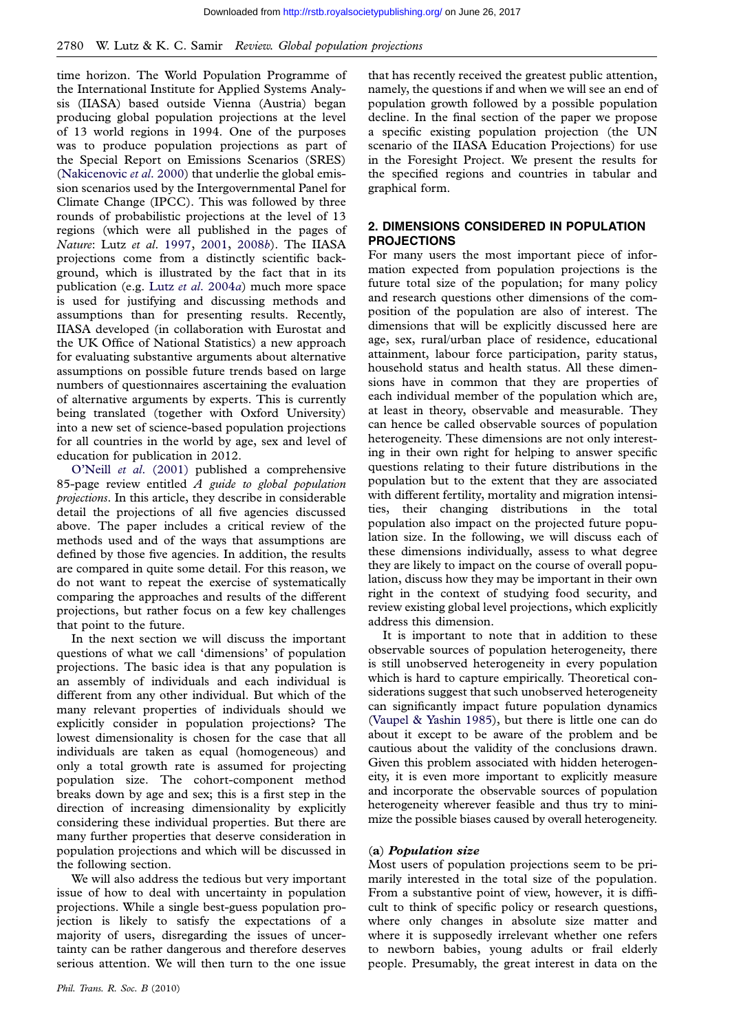time horizon. The World Population Programme of the International Institute for Applied Systems Analysis (IIASA) based outside Vienna (Austria) began producing global population projections at the level of 13 world regions in 1994. One of the purposes was to produce population projections as part of the Special Report on Emissions Scenarios (SRES) (Nakicenovic *et al*. 2000) that underlie the global emission scenarios used by the Intergovernmental Panel for Climate Change (IPCC). This was followed by three rounds of probabilistic projections at the level of 13 regions (which were all published in the pages of *Nature*: Lutz *et al*. 1997, 2001, 2008*b*). The IIASA projections come from a distinctly scientific background, which is illustrated by the fact that in its publication (e.g. Lutz *et al*. 2004*a*) much more space is used for justifying and discussing methods and assumptions than for presenting results. Recently, IIASA developed (in collaboration with Eurostat and the UK Office of National Statistics) a new approach for evaluating substantive arguments about alternative assumptions on possible future trends based on large numbers of questionnaires ascertaining the evaluation of alternative arguments by experts. This is currently being translated (together with Oxford University) into a new set of science-based population projections for all countries in the world by age, sex and level of education for publication in 2012.

O'Neill *et al*. (2001) published a comprehensive 85-page review entitled *A guide to global population projections*. In this article, they describe in considerable detail the projections of all five agencies discussed above. The paper includes a critical review of the methods used and of the ways that assumptions are defined by those five agencies. In addition, the results are compared in quite some detail. For this reason, we do not want to repeat the exercise of systematically comparing the approaches and results of the different projections, but rather focus on a few key challenges that point to the future.

In the next section we will discuss the important questions of what we call 'dimensions' of population projections. The basic idea is that any population is an assembly of individuals and each individual is different from any other individual. But which of the many relevant properties of individuals should we explicitly consider in population projections? The lowest dimensionality is chosen for the case that all individuals are taken as equal (homogeneous) and only a total growth rate is assumed for projecting population size. The cohort-component method breaks down by age and sex; this is a first step in the direction of increasing dimensionality by explicitly considering these individual properties. But there are many further properties that deserve consideration in population projections and which will be discussed in the following section.

We will also address the tedious but very important issue of how to deal with uncertainty in population projections. While a single best-guess population projection is likely to satisfy the expectations of a majority of users, disregarding the issues of uncertainty can be rather dangerous and therefore deserves serious attention. We will then turn to the one issue that has recently received the greatest public attention, namely, the questions if and when we will see an end of population growth followed by a possible population decline. In the final section of the paper we propose a specific existing population projection (the UN scenario of the IIASA Education Projections) for use in the Foresight Project. We present the results for the specified regions and countries in tabular and graphical form.

## 2. DIMENSIONS CONSIDERED IN POPULATION PROJECTIONS

For many users the most important piece of information expected from population projections is the future total size of the population; for many policy and research questions other dimensions of the composition of the population are also of interest. The dimensions that will be explicitly discussed here are age, sex, rural/urban place of residence, educational attainment, labour force participation, parity status, household status and health status. All these dimensions have in common that they are properties of each individual member of the population which are, at least in theory, observable and measurable. They can hence be called observable sources of population heterogeneity. These dimensions are not only interesting in their own right for helping to answer specific questions relating to their future distributions in the population but to the extent that they are associated with different fertility, mortality and migration intensities, their changing distributions in the total population also impact on the projected future population size. In the following, we will discuss each of these dimensions individually, assess to what degree they are likely to impact on the course of overall population, discuss how they may be important in their own right in the context of studying food security, and review existing global level projections, which explicitly address this dimension.

It is important to note that in addition to these observable sources of population heterogeneity, there is still unobserved heterogeneity in every population which is hard to capture empirically. Theoretical considerations suggest that such unobserved heterogeneity can significantly impact future population dynamics (Vaupel & Yashin 1985), but there is little one can do about it except to be aware of the problem and be cautious about the validity of the conclusions drawn. Given this problem associated with hidden heterogeneity, it is even more important to explicitly measure and incorporate the observable sources of population heterogeneity wherever feasible and thus try to minimize the possible biases caused by overall heterogeneity.

### (a) *Population size*

Most users of population projections seem to be primarily interested in the total size of the population. From a substantive point of view, however, it is difficult to think of specific policy or research questions, where only changes in absolute size matter and where it is supposedly irrelevant whether one refers to newborn babies, young adults or frail elderly people. Presumably, the great interest in data on the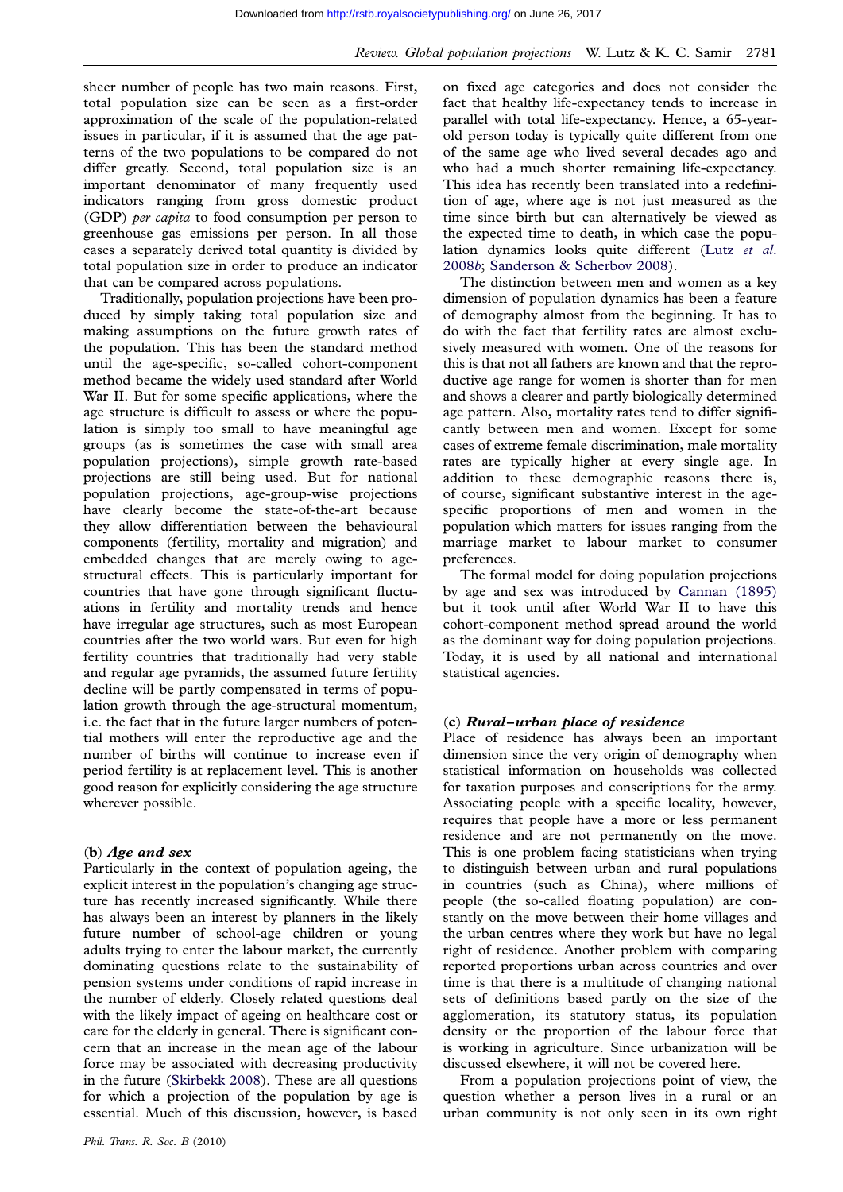sheer number of people has two main reasons. First, total population size can be seen as a first-order approximation of the scale of the population-related issues in particular, if it is assumed that the age patterns of the two populations to be compared do not differ greatly. Second, total population size is an important denominator of many frequently used indicators ranging from gross domestic product (GDP) *per capita* to food consumption per person to greenhouse gas emissions per person. In all those cases a separately derived total quantity is divided by total population size in order to produce an indicator that can be compared across populations.

Traditionally, population projections have been produced by simply taking total population size and making assumptions on the future growth rates of the population. This has been the standard method until the age-specific, so-called cohort-component method became the widely used standard after World War II. But for some specific applications, where the age structure is difficult to assess or where the population is simply too small to have meaningful age groups (as is sometimes the case with small area population projections), simple growth rate-based projections are still being used. But for national population projections, age-group-wise projections have clearly become the state-of-the-art because they allow differentiation between the behavioural components (fertility, mortality and migration) and embedded changes that are merely owing to age-structural effects. This is particularly important for countries that have gone through significant fluctuations in fertility and mortality trends and hence have irregular age structures, such as most European countries after the two world wars. But even for high fertility countries that traditionally had very stable and regular age pyramids, the assumed future fertility decline will be partly compensated in terms of population growth through the age-structural momentum, i.e. the fact that in the future larger numbers of potential mothers will enter the reproductive age and the number of births will continue to increase even if period fertility is at replacement level. This is another good reason for explicitly considering the age structure wherever possible.

### (b) *Age and sex*

Particularly in the context of population ageing, the explicit interest in the population's changing age structure has recently increased significantly. While there has always been an interest by planners in the likely future number of school-age children or young adults trying to enter the labour market, the currently dominating questions relate to the sustainability of pension systems under conditions of rapid increase in the number of elderly. Closely related questions deal with the likely impact of ageing on healthcare cost or care for the elderly in general. There is significant concern that an increase in the mean age of the labour force may be associated with decreasing productivity in the future (Skirbekk 2008). These are all questions for which a projection of the population by age is essential. Much of this discussion, however, is based on fixed age categories and does not consider the fact that healthy life-expectancy tends to increase in parallel with total life-expectancy. Hence, a 65-year-old person today is typically quite different from one of the same age who lived several decades ago and who had a much shorter remaining life-expectancy. This idea has recently been translated into a redefinition of age, where age is not just measured as the time since birth but can alternatively be viewed as the expected time to death, in which case the population dynamics looks quite different (Lutz *et al.* 2008*b*; Sanderson & Scherbov 2008).

The distinction between men and women as a key dimension of population dynamics has been a feature of demography almost from the beginning. It has to do with the fact that fertility rates are almost exclusively measured with women. One of the reasons for this is that not all fathers are known and that the reproductive age range for women is shorter than for men and shows a clearer and partly biologically determined age pattern. Also, mortality rates tend to differ significantly between men and women. Except for some cases of extreme female discrimination, male mortality rates are typically higher at every single age. In addition to these demographic reasons there is, of course, significant substantive interest in the age-specific proportions of men and women in the population which matters for issues ranging from the marriage market to labour market to consumer preferences.

The formal model for doing population projections by age and sex was introduced by Cannan (1895) but it took until after World War II to have this cohort-component method spread around the world as the dominant way for doing population projections. Today, it is used by all national and international statistical agencies.

### (c) *Rural–urban place of residence*

Place of residence has always been an important dimension since the very origin of demography when statistical information on households was collected for taxation purposes and conscriptions for the army. Associating people with a specific locality, however, requires that people have a more or less permanent residence and are not permanently on the move. This is one problem facing statisticians when trying to distinguish between urban and rural populations in countries (such as China), where millions of people (the so-called floating population) are constantly on the move between their home villages and the urban centres where they work but have no legal right of residence. Another problem with comparing reported proportions urban across countries and over time is that there is a multitude of changing national sets of definitions based partly on the size of the agglomeration, its statutory status, its population density or the proportion of the labour force that is working in agriculture. Since urbanization will be discussed elsewhere, it will not be covered here.

From a population projections point of view, the question whether a person lives in a rural or an urban community is not only seen in its own right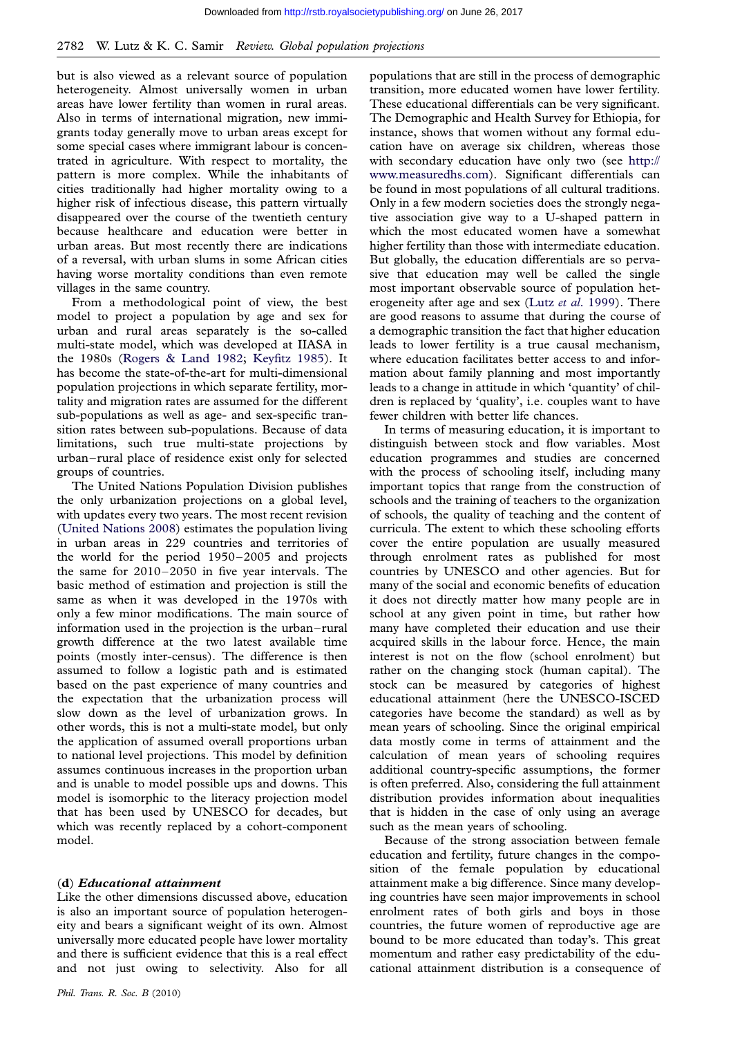but is also viewed as a relevant source of population heterogeneity. Almost universally women in urban areas have lower fertility than women in rural areas. Also in terms of international migration, new immigrants today generally move to urban areas except for some special cases where immigrant labour is concentrated in agriculture. With respect to mortality, the pattern is more complex. While the inhabitants of cities traditionally had higher mortality owing to a higher risk of infectious disease, this pattern virtually disappeared over the course of the twentieth century because healthcare and education were better in urban areas. But most recently there are indications of a reversal, with urban slums in some African cities having worse mortality conditions than even remote villages in the same country.

From a methodological point of view, the best model to project a population by age and sex for urban and rural areas separately is the so-called multi-state model, which was developed at IIASA in the 1980s (Rogers & Land 1982; Keyfitz 1985). It has become the state-of-the-art for multi-dimensional population projections in which separate fertility, mortality and migration rates are assumed for the different sub-populations as well as age- and sex-specific transition rates between sub-populations. Because of data limitations, such true multi-state projections by urban–rural place of residence exist only for selected groups of countries.

The United Nations Population Division publishes the only urbanization projections on a global level, with updates every two years. The most recent revision (United Nations 2008) estimates the population living in urban areas in 229 countries and territories of the world for the period 1950–2005 and projects the same for 2010–2050 in five year intervals. The basic method of estimation and projection is still the same as when it was developed in the 1970s with only a few minor modifications. The main source of information used in the projection is the urban–rural growth difference at the two latest available time points (mostly inter-census). The difference is then assumed to follow a logistic path and is estimated based on the past experience of many countries and the expectation that the urbanization process will slow down as the level of urbanization grows. In other words, this is not a multi-state model, but only the application of assumed overall proportions urban to national level projections. This model by definition assumes continuous increases in the proportion urban and is unable to model possible ups and downs. This model is isomorphic to the literacy projection model that has been used by UNESCO for decades, but which was recently replaced by a cohort-component model.

### (d) *Educational attainment*

Like the other dimensions discussed above, education is also an important source of population heterogeneity and bears a significant weight of its own. Almost universally more educated people have lower mortality and there is sufficient evidence that this is a real effect and not just owing to selectivity. Also for all populations that are still in the process of demographic transition, more educated women have lower fertility. These educational differentials can be very significant. The Demographic and Health Survey for Ethiopia, for instance, shows that women without any formal education have on average six children, whereas those with secondary education have only two (see http://www.measuredhs.com). Significant differentials can be found in most populations of all cultural traditions. Only in a few modern societies does the strongly negative association give way to a U-shaped pattern in which the most educated women have a somewhat higher fertility than those with intermediate education. But globally, the education differentials are so pervasive that education may well be called the single most important observable source of population heterogeneity after age and sex (Lutz *et al.* 1999). There are good reasons to assume that during the course of a demographic transition the fact that higher education leads to lower fertility is a true causal mechanism, where education facilitates better access to and information about family planning and most importantly leads to a change in attitude in which 'quantity' of children is replaced by 'quality', i.e. couples want to have fewer children with better life chances.

In terms of measuring education, it is important to distinguish between stock and flow variables. Most education programmes and studies are concerned with the process of schooling itself, including many important topics that range from the construction of schools and the training of teachers to the organization of schools, the quality of teaching and the content of curricula. The extent to which these schooling efforts cover the entire population are usually measured through enrolment rates as published for most countries by UNESCO and other agencies. But for many of the social and economic benefits of education it does not directly matter how many people are in school at any given point in time, but rather how many have completed their education and use their acquired skills in the labour force. Hence, the main interest is not on the flow (school enrolment) but rather on the changing stock (human capital). The stock can be measured by categories of highest educational attainment (here the UNESCO-ISCED categories have become the standard) as well as by mean years of schooling. Since the original empirical data mostly come in terms of attainment and the calculation of mean years of schooling requires additional country-specific assumptions, the former is often preferred. Also, considering the full attainment distribution provides information about inequalities that is hidden in the case of only using an average such as the mean years of schooling.

Because of the strong association between female education and fertility, future changes in the composition of the female population by educational attainment make a big difference. Since many developing countries have seen major improvements in school enrolment rates of both girls and boys in those countries, the future women of reproductive age are bound to be more educated than today's. This great momentum and rather easy predictability of the educational attainment distribution is a consequence of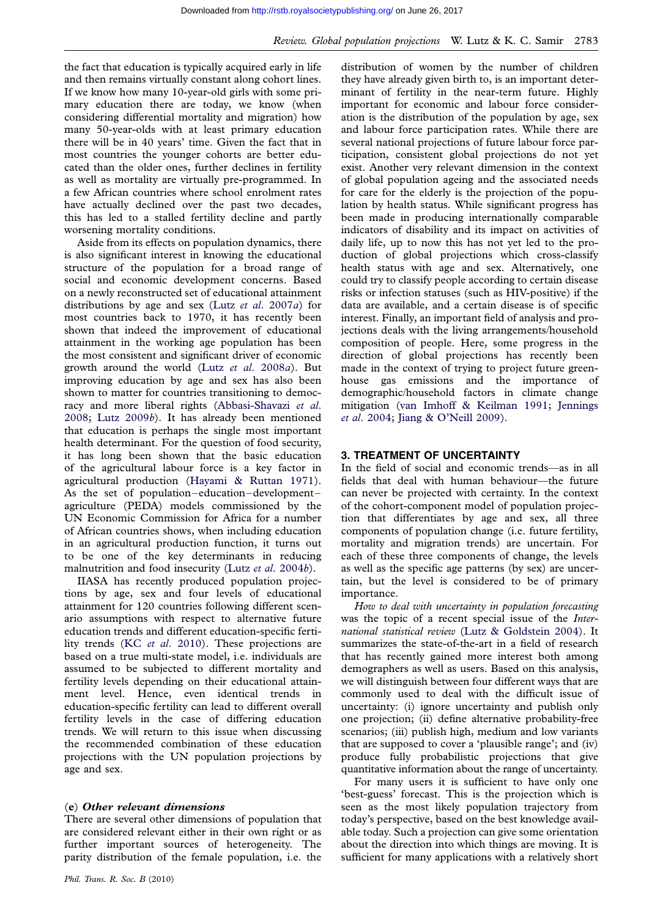the fact that education is typically acquired early in life and then remains virtually constant along cohort lines. If we know how many 10-year-old girls with some primary education there are today, we know (when considering differential mortality and migration) how many 50-year-olds with at least primary education there will be in 40 years' time. Given the fact that in most countries the younger cohorts are better educated than the older ones, further declines in fertility as well as mortality are virtually pre-programmed. In a few African countries where school enrolment rates have actually declined over the past two decades, this has led to a stalled fertility decline and partly worsening mortality conditions.

Aside from its effects on population dynamics, there is also significant interest in knowing the educational structure of the population for a broad range of social and economic development concerns. Based on a newly reconstructed set of educational attainment distributions by age and sex (Lutz *et al.* 2007*a*) for most countries back to 1970, it has recently been shown that indeed the improvement of educational attainment in the working age population has been the most consistent and significant driver of economic growth around the world (Lutz *et al.* 2008*a*). But improving education by age and sex has also been shown to matter for countries transitioning to democracy and more liberal rights (Abbasi-Shavazi *et al.* 2008; Lutz 2009*b*). It has already been mentioned that education is perhaps the single most important health determinant. For the question of food security, it has long been shown that the basic education of the agricultural labour force is a key factor in agricultural production (Hayami & Ruttan 1971). As the set of population–education–development–agriculture (PEDA) models commissioned by the UN Economic Commission for Africa for a number of African countries shows, when including education in an agricultural production function, it turns out to be one of the key determinants in reducing malnutrition and food insecurity (Lutz *et al.* 2004*b*).

IIASA has recently produced population projections by age, sex and four levels of educational attainment for 120 countries following different scenario assumptions with respect to alternative future education trends and different education-specific fertility trends (KC *et al.* 2010). These projections are based on a true multi-state model, i.e. individuals are assumed to be subjected to different mortality and fertility levels depending on their educational attainment level. Hence, even identical trends in education-specific fertility can lead to different overall fertility levels in the case of differing education trends. We will return to this issue when discussing the recommended combination of these education projections with the UN population projections by age and sex.

### (e) *Other relevant dimensions*

There are several other dimensions of population that are considered relevant either in their own right or as further important sources of heterogeneity. The parity distribution of the female population, i.e. the distribution of women by the number of children they have already given birth to, is an important determinant of fertility in the near-term future. Highly important for economic and labour force consideration is the distribution of the population by age, sex and labour force participation rates. While there are several national projections of future labour force participation, consistent global projections do not yet exist. Another very relevant dimension in the context of global population ageing and the associated needs for care for the elderly is the projection of the population by health status. While significant progress has been made in producing internationally comparable indicators of disability and its impact on activities of daily life, up to now this has not yet led to the production of global projections which cross-classify health status with age and sex. Alternatively, one could try to classify people according to certain disease risks or infection statuses (such as HIV-positive) if the data are available, and a certain disease is of specific interest. Finally, an important field of analysis and projections deals with the living arrangements/household composition of people. Here, some progress in the direction of global projections has recently been made in the context of trying to project future greenhouse gas emissions and the importance of demographic/household factors in climate change mitigation (van Imhoff & Keilman 1991; Jennings *et al.* 2004; Jiang & O'Neill 2009).

## 3. TREATMENT OF UNCERTAINTY

In the field of social and economic trends—as in all fields that deal with human behaviour—the future can never be projected with certainty. In the context of the cohort-component model of population projection that differentiates by age and sex, all three components of population change (i.e. future fertility, mortality and migration trends) are uncertain. For each of these three components of change, the levels as well as the specific age patterns (by sex) are uncertain, but the level is considered to be of primary importance.

*How to deal with uncertainty in population forecasting* was the topic of a recent special issue of the *International statistical review* (Lutz & Goldstein 2004). It summarizes the state-of-the-art in a field of research that has recently gained more interest both among demographers as well as users. Based on this analysis, we will distinguish between four different ways that are commonly used to deal with the difficult issue of uncertainty: (i) ignore uncertainty and publish only one projection; (ii) define alternative probability-free scenarios; (iii) publish high, medium and low variants that are supposed to cover a 'plausible range'; and (iv) produce fully probabilistic projections that give quantitative information about the range of uncertainty.

For many users it is sufficient to have only one 'best-guess' forecast. This is the projection which is seen as the most likely population trajectory from today's perspective, based on the best knowledge available today. Such a projection can give some orientation about the direction into which things are moving. It is sufficient for many applications with a relatively short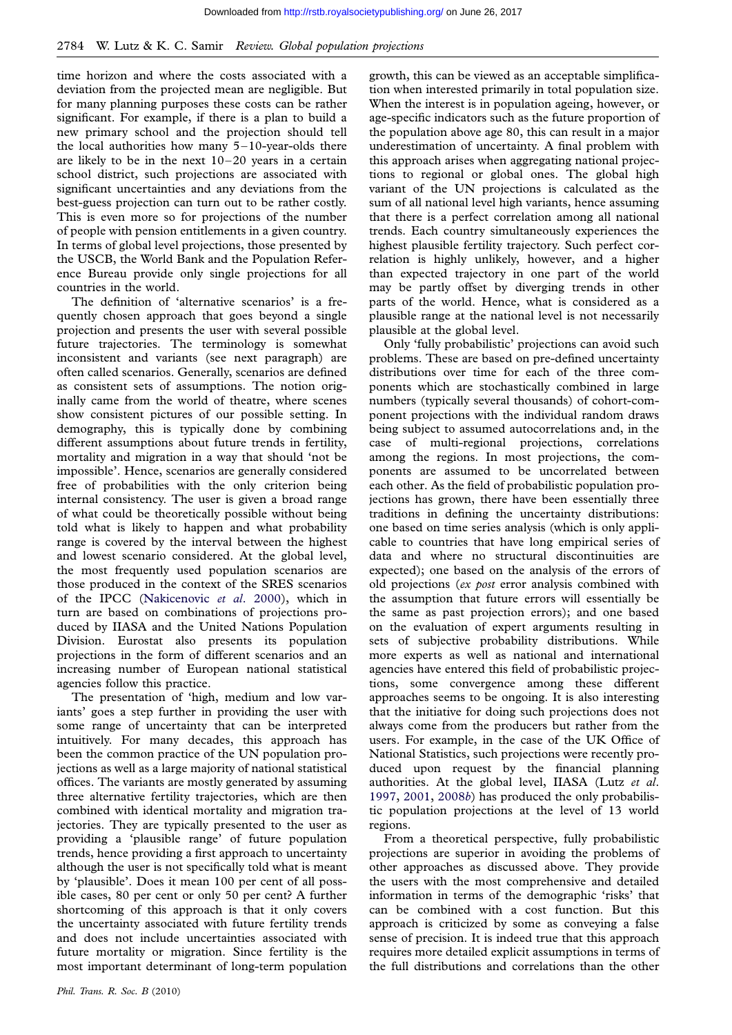time horizon and where the costs associated with a deviation from the projected mean are negligible. But for many planning purposes these costs can be rather significant. For example, if there is a plan to build a new primary school and the projection should tell the local authorities how many 5–10-year-olds there are likely to be in the next 10–20 years in a certain school district, such projections are associated with significant uncertainties and any deviations from the best-guess projection can turn out to be rather costly. This is even more so for projections of the number of people with pension entitlements in a given country. In terms of global level projections, those presented by the USCB, the World Bank and the Population Reference Bureau provide only single projections for all countries in the world.

The definition of 'alternative scenarios' is a frequently chosen approach that goes beyond a single projection and presents the user with several possible future trajectories. The terminology is somewhat inconsistent and variants (see next paragraph) are often called scenarios. Generally, scenarios are defined as consistent sets of assumptions. The notion originally came from the world of theatre, where scenes show consistent pictures of our possible setting. In demography, this is typically done by combining different assumptions about future trends in fertility, mortality and migration in a way that should 'not be impossible'. Hence, scenarios are generally considered free of probabilities with the only criterion being internal consistency. The user is given a broad range of what could be theoretically possible without being told what is likely to happen and what probability range is covered by the interval between the highest and lowest scenario considered. At the global level, the most frequently used population scenarios are those produced in the context of the SRES scenarios of the IPCC (Nakicenovic *et al*. 2000), which in turn are based on combinations of projections produced by IIASA and the United Nations Population Division. Eurostat also presents its population projections in the form of different scenarios and an increasing number of European national statistical agencies follow this practice.

The presentation of 'high, medium and low variants' goes a step further in providing the user with some range of uncertainty that can be interpreted intuitively. For many decades, this approach has been the common practice of the UN population projections as well as a large majority of national statistical offices. The variants are mostly generated by assuming three alternative fertility trajectories, which are then combined with identical mortality and migration trajectories. They are typically presented to the user as providing a 'plausible range' of future population trends, hence providing a first approach to uncertainty although the user is not specifically told what is meant by 'plausible'. Does it mean 100 per cent of all possible cases, 80 per cent or only 50 per cent? A further shortcoming of this approach is that it only covers the uncertainty associated with future fertility trends and does not include uncertainties associated with future mortality or migration. Since fertility is the most important determinant of long-term population growth, this can be viewed as an acceptable simplification when interested primarily in total population size. When the interest is in population ageing, however, or age-specific indicators such as the future proportion of the population above age 80, this can result in a major underestimation of uncertainty. A final problem with this approach arises when aggregating national projections to regional or global ones. The global high variant of the UN projections is calculated as the sum of all national level high variants, hence assuming that there is a perfect correlation among all national trends. Each country simultaneously experiences the highest plausible fertility trajectory. Such perfect correlation is highly unlikely, however, and a higher than expected trajectory in one part of the world may be partly offset by diverging trends in other parts of the world. Hence, what is considered as a plausible range at the national level is not necessarily plausible at the global level.

Only 'fully probabilistic' projections can avoid such problems. These are based on pre-defined uncertainty distributions over time for each of the three components which are stochastically combined in large numbers (typically several thousands) of cohort-component projections with the individual random draws being subject to assumed autocorrelations and, in the case of multi-regional projections, correlations among the regions. In most projections, the components are assumed to be uncorrelated between each other. As the field of probabilistic population projections has grown, there have been essentially three traditions in defining the uncertainty distributions: one based on time series analysis (which is only applicable to countries that have long empirical series of data and where no structural discontinuities are expected); one based on the analysis of the errors of old projections (*ex post* error analysis combined with the assumption that future errors will essentially be the same as past projection errors); and one based on the evaluation of expert arguments resulting in sets of subjective probability distributions. While more experts as well as national and international agencies have entered this field of probabilistic projections, some convergence among these different approaches seems to be ongoing. It is also interesting that the initiative for doing such projections does not always come from the producers but rather from the users. For example, in the case of the UK Office of National Statistics, such projections were recently produced upon request by the financial planning authorities. At the global level, IIASA (Lutz *et al*. 1997, 2001, 2008*b*) has produced the only probabilistic population projections at the level of 13 world regions.

From a theoretical perspective, fully probabilistic projections are superior in avoiding the problems of other approaches as discussed above. They provide the users with the most comprehensive and detailed information in terms of the demographic 'risks' that can be combined with a cost function. But this approach is criticized by some as conveying a false sense of precision. It is indeed true that this approach requires more detailed explicit assumptions in terms of the full distributions and correlations than the other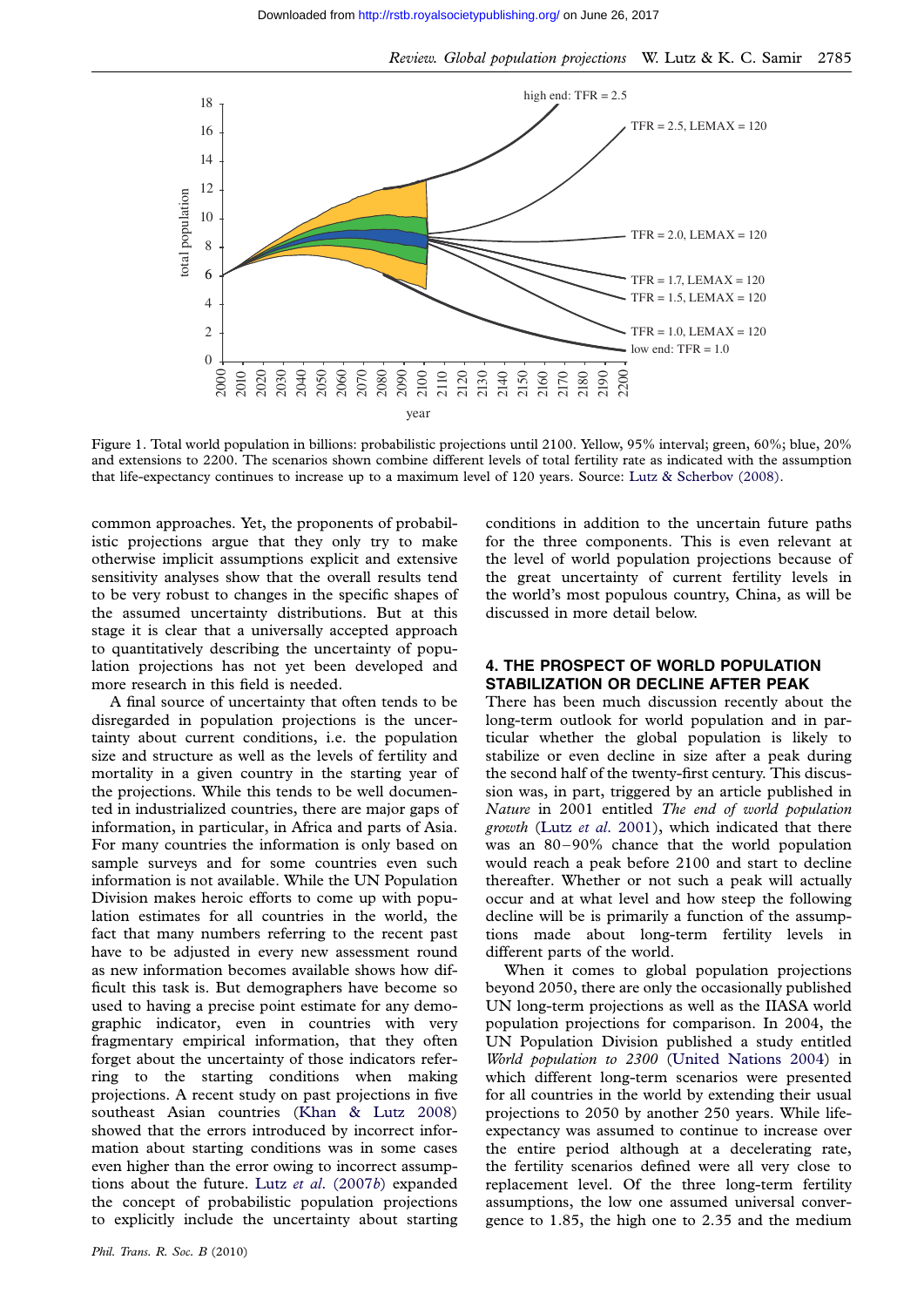Figure 1. Total world population in billions: probabilistic projections until 2100. Yellow, 95% interval; green, 60%; blue, 20% and extensions to 2200. The scenarios shown combine different levels of total fertility rate as indicated with the assumption that life-expectancy continues to increase up to a maximum level of 120 years. Source: Lutz & Scherbov (2008).

common approaches. Yet, the proponents of probabilistic projections argue that they only try to make otherwise implicit assumptions explicit and extensive sensitivity analyses show that the overall results tend to be very robust to changes in the specific shapes of the assumed uncertainty distributions. But at this stage it is clear that a universally accepted approach to quantitatively describing the uncertainty of population projections has not yet been developed and more research in this field is needed.

A final source of uncertainty that often tends to be disregarded in population projections is the uncertainty about current conditions, i.e. the population size and structure as well as the levels of fertility and mortality in a given country in the starting year of the projections. While this tends to be well documented in industrialized countries, there are major gaps of information, in particular, in Africa and parts of Asia. For many countries the information is only based on sample surveys and for some countries even such information is not available. While the UN Population Division makes heroic efforts to come up with population estimates for all countries in the world, the fact that many numbers referring to the recent past have to be adjusted in every new assessment round as new information becomes available shows how difficult this task is. But demographers have become so used to having a precise point estimate for any demographic indicator, even in countries with very fragmentary empirical information, that they often forget about the uncertainty of those indicators referring to the starting conditions when making projections. A recent study on past projections in five southeast Asian countries (Khan & Lutz 2008) showed that the errors introduced by incorrect information about starting conditions was in some cases even higher than the error owing to incorrect assumptions about the future. Lutz *et al.* (2007*b*) expanded the concept of probabilistic population projections to explicitly include the uncertainty about starting conditions in addition to the uncertain future paths for the three components. This is even relevant at the level of world population projections because of the great uncertainty of current fertility levels in the world's most populous country, China, as will be discussed in more detail below.

## 4. THE PROSPECT OF WORLD POPULATION STABILIZATION OR DECLINE AFTER PEAK

There has been much discussion recently about the long-term outlook for world population and in particular whether the global population is likely to stabilize or even decline in size after a peak during the second half of the twenty-first century. This discussion was, in part, triggered by an article published in *Nature* in 2001 entitled *The end of world population growth* (Lutz *et al.* 2001), which indicated that there was an 80–90% chance that the world population would reach a peak before 2100 and start to decline thereafter. Whether or not such a peak will actually occur and at what level and how steep the following decline will be is primarily a function of the assumptions made about long-term fertility levels in different parts of the world.

When it comes to global population projections beyond 2050, there are only the occasionally published UN long-term projections as well as the IIASA world population projections for comparison. In 2004, the UN Population Division published a study entitled *World population to 2300* (United Nations 2004) in which different long-term scenarios were presented for all countries in the world by extending their usual projections to 2050 by another 250 years. While life-expectancy was assumed to continue to increase over the entire period although at a decelerating rate, the fertility scenarios defined were all very close to replacement level. Of the three long-term fertility assumptions, the low one assumed universal convergence to 1.85, the high one to 2.35 and the medium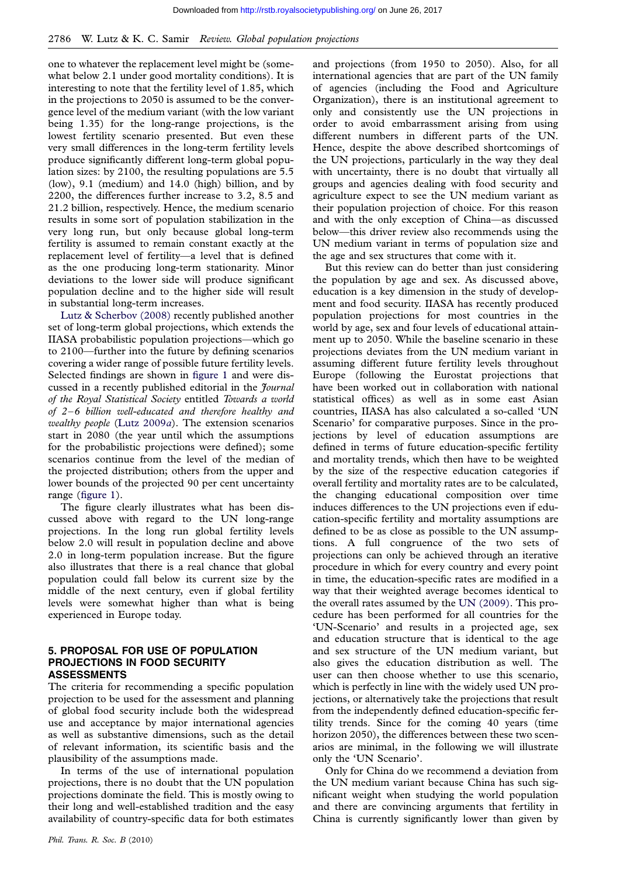one to whatever the replacement level might be (somewhat below 2.1 under good mortality conditions). It is interesting to note that the fertility level of 1.85, which in the projections to 2050 is assumed to be the convergence level of the medium variant (with the low variant being 1.35) for the long-range projections, is the lowest fertility scenario presented. But even these very small differences in the long-term fertility levels produce significantly different long-term global population sizes: by 2100, the resulting populations are 5.5 (low), 9.1 (medium) and 14.0 (high) billion, and by 2200, the differences further increase to 3.2, 8.5 and 21.2 billion, respectively. Hence, the medium scenario results in some sort of population stabilization in the very long run, but only because global long-term fertility is assumed to remain constant exactly at the replacement level of fertility—a level that is defined as the one producing long-term stationarity. Minor deviations to the lower side will produce significant population decline and to the higher side will result in substantial long-term increases.

Lutz & Scherbov (2008) recently published another set of long-term global projections, which extends the IIASA probabilistic population projections—which go to 2100—further into the future by defining scenarios covering a wider range of possible future fertility levels. Selected findings are shown in figure 1 and were discussed in a recently published editorial in the *Journal of the Royal Statistical Society* entitled *Towards a world of 2–6 billion well-educated and therefore healthy and wealthy people* (Lutz 2009*a*). The extension scenarios start in 2080 (the year until which the assumptions for the probabilistic projections were defined); some scenarios continue from the level of the median of the projected distribution; others from the upper and lower bounds of the projected 90 per cent uncertainty range (figure 1).

The figure clearly illustrates what has been discussed above with regard to the UN long-range projections. In the long run global fertility levels below 2.0 will result in population decline and above 2.0 in long-term population increase. But the figure also illustrates that there is a real chance that global population could fall below its current size by the middle of the next century, even if global fertility levels were somewhat higher than what is being experienced in Europe today.

## 5. PROPOSAL FOR USE OF POPULATION PROJECTIONS IN FOOD SECURITY ASSESSMENTS

The criteria for recommending a specific population projection to be used for the assessment and planning of global food security include both the widespread use and acceptance by major international agencies as well as substantive dimensions, such as the detail of relevant information, its scientific basis and the plausibility of the assumptions made.

In terms of the use of international population projections, there is no doubt that the UN population projections dominate the field. This is mostly owing to their long and well-established tradition and the easy availability of country-specific data for both estimates and projections (from 1950 to 2050). Also, for all international agencies that are part of the UN family of agencies (including the Food and Agriculture Organization), there is an institutional agreement to only and consistently use the UN projections in order to avoid embarrassment arising from using different numbers in different parts of the UN. Hence, despite the above described shortcomings of the UN projections, particularly in the way they deal with uncertainty, there is no doubt that virtually all groups and agencies dealing with food security and agriculture expect to see the UN medium variant as their population projection of choice. For this reason and with the only exception of China—as discussed below—this driver review also recommends using the UN medium variant in terms of population size and the age and sex structures that come with it.

But this review can do better than just considering the population by age and sex. As discussed above, education is a key dimension in the study of development and food security. IIASA has recently produced population projections for most countries in the world by age, sex and four levels of educational attainment up to 2050. While the baseline scenario in these projections deviates from the UN medium variant in assuming different future fertility levels throughout Europe (following the Eurostat projections that have been worked out in collaboration with national statistical offices) as well as in some east Asian countries, IIASA has also calculated a so-called 'UN Scenario' for comparative purposes. Since in the projections by level of education assumptions are defined in terms of future education-specific fertility and mortality trends, which then have to be weighted by the size of the respective education categories if overall fertility and mortality rates are to be calculated, the changing educational composition over time induces differences to the UN projections even if education-specific fertility and mortality assumptions are defined to be as close as possible to the UN assumptions. A full congruence of the two sets of projections can only be achieved through an iterative procedure in which for every country and every point in time, the education-specific rates are modified in a way that their weighted average becomes identical to the overall rates assumed by the UN (2009). This procedure has been performed for all countries for the 'UN-Scenario' and results in a projected age, sex and education structure that is identical to the age and sex structure of the UN medium variant, but also gives the education distribution as well. The user can then choose whether to use this scenario, which is perfectly in line with the widely used UN projections, or alternatively take the projections that result from the independently defined education-specific fertility trends. Since for the coming 40 years (time horizon 2050), the differences between these two scenarios are minimal, in the following we will illustrate only the 'UN Scenario'.

Only for China do we recommend a deviation from the UN medium variant because China has such significant weight when studying the world population and there are convincing arguments that fertility in China is currently significantly lower than given by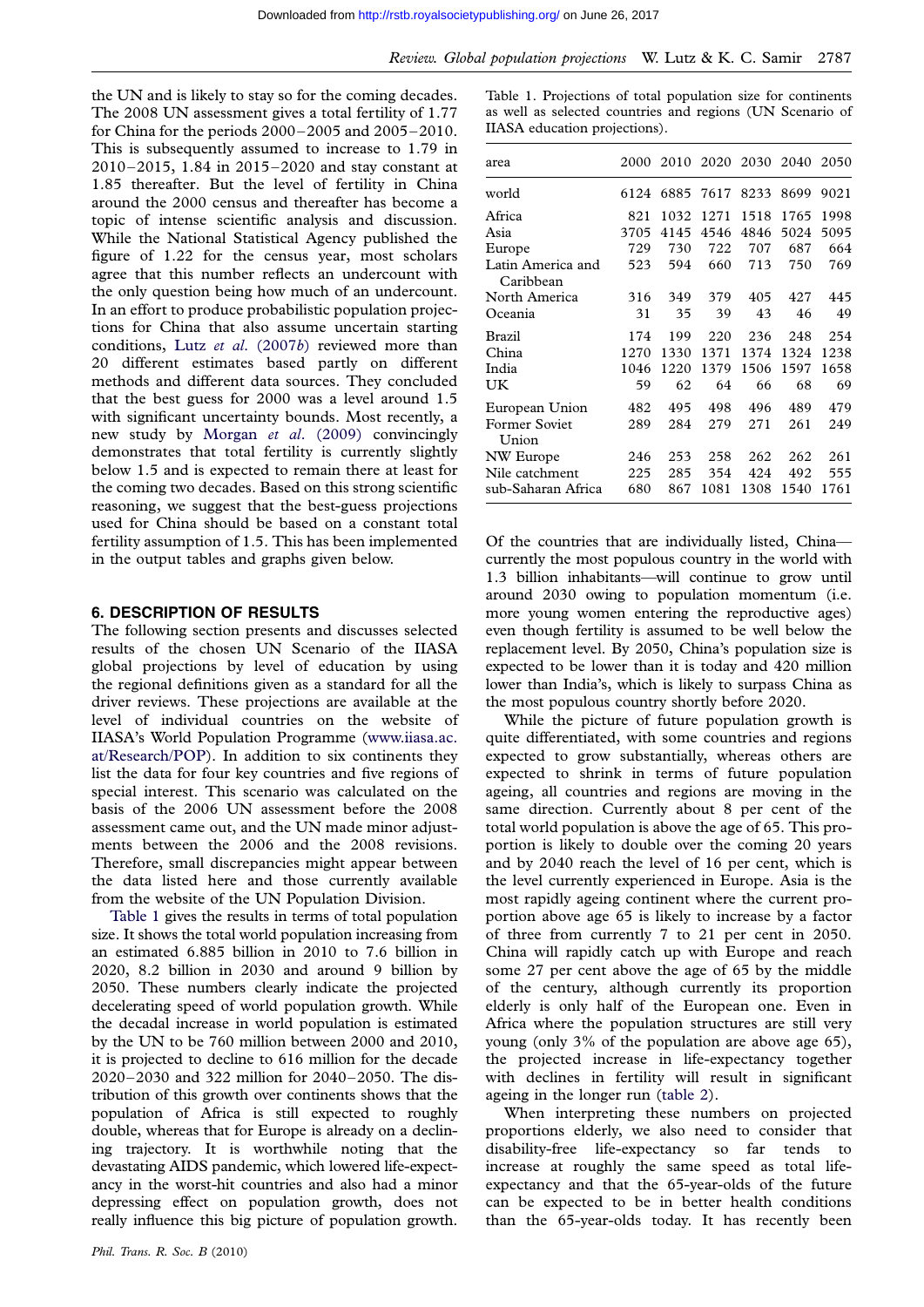the UN and is likely to stay so for the coming decades. The 2008 UN assessment gives a total fertility of 1.77 for China for the periods 2000–2005 and 2005–2010. This is subsequently assumed to increase to 1.79 in 2010–2015, 1.84 in 2015–2020 and stay constant at 1.85 thereafter. But the level of fertility in China around the 2000 census and thereafter has become a topic of intense scientific analysis and discussion. While the National Statistical Agency published the figure of 1.22 for the census year, most scholars agree that this number reflects an undercount with the only question being how much of an undercount. In an effort to produce probabilistic population projections for China that also assume uncertain starting conditions, Lutz *et al*. (2007*b*) reviewed more than 20 different estimates based partly on different methods and different data sources. They concluded that the best guess for 2000 was a level around 1.5 with significant uncertainty bounds. Most recently, a new study by Morgan *et al*. (2009) convincingly demonstrates that total fertility is currently slightly below 1.5 and is expected to remain there at least for the coming two decades. Based on this strong scientific reasoning, we suggest that the best-guess projections used for China should be based on a constant total fertility assumption of 1.5. This has been implemented in the output tables and graphs given below.

## 6. DESCRIPTION OF RESULTS

The following section presents and discusses selected results of the chosen UN Scenario of the IIASA global projections by level of education by using the regional definitions given as a standard for all the driver reviews. These projections are available at the level of individual countries on the website of IIASA's World Population Programme (www.iiasa.ac.at/Research/POP). In addition to six continents they list the data for four key countries and five regions of special interest. This scenario was calculated on the basis of the 2006 UN assessment before the 2008 assessment came out, and the UN made minor adjustments between the 2006 and the 2008 revisions. Therefore, small discrepancies might appear between the data listed here and those currently available from the website of the UN Population Division.

Table 1 gives the results in terms of total population size. It shows the total world population increasing from an estimated 6.885 billion in 2010 to 7.6 billion in 2020, 8.2 billion in 2030 and around 9 billion by 2050. These numbers clearly indicate the projected decelerating speed of world population growth. While the decadal increase in world population is estimated by the UN to be 760 million between 2000 and 2010, it is projected to decline to 616 million for the decade 2020–2030 and 322 million for 2040–2050. The distribution of this growth over continents shows that the population of Africa is still expected to roughly double, whereas that for Europe is already on a declining trajectory. It is worthwhile noting that the devastating AIDS pandemic, which lowered life-expectancy in the worst-hit countries and also had a minor depressing effect on population growth, does not really influence this big picture of population growth.

Table 1. Projections of total population size for continents as well as selected countries and regions (UN Scenario of IIASA education projections).

| area | 2000 | 2010 | 2020 | 2030 | 2040 | 2050 |
|---|---|---|---|---|---|---|
| world | 6124 | 6885 | 7617 | 8233 | 8699 | 9021 |
| Africa | 821 | 1032 | 1271 | 1518 | 1765 | 1998 |
| Asia | 3705 | 4145 | 4546 | 4846 | 5024 | 5095 |
| Europe | 729 | 730 | 722 | 707 | 687 | 664 |
| Latin America and Caribbean | 523 | 594 | 660 | 713 | 750 | 769 |
| North America | 316 | 349 | 379 | 405 | 427 | 445 |
| Oceania | 31 | 35 | 39 | 43 | 46 | 49 |
| Brazil | 174 | 199 | 220 | 236 | 248 | 254 |
| China | 1270 | 1330 | 1371 | 1374 | 1324 | 1238 |
| India | 1046 | 1220 | 1379 | 1506 | 1597 | 1658 |
| UK | 59 | 62 | 64 | 66 | 68 | 69 |
| European Union | 482 | 495 | 498 | 496 | 489 | 479 |
| Former Soviet Union | 289 | 284 | 279 | 271 | 261 | 249 |
| NW Europe | 246 | 253 | 258 | 262 | 262 | 261 |
| Nile catchment | 225 | 285 | 354 | 424 | 492 | 555 |
| sub-Saharan Africa | 680 | 867 | 1081 | 1308 | 1540 | 1761 |

Of the countries that are individually listed, China—currently the most populous country in the world with 1.3 billion inhabitants—will continue to grow until around 2030 owing to population momentum (i.e. more young women entering the reproductive ages) even though fertility is assumed to be well below the replacement level. By 2050, China's population size is expected to be lower than it is today and 420 million lower than India's, which is likely to surpass China as the most populous country shortly before 2020.

While the picture of future population growth is quite differentiated, with some countries and regions expected to grow substantially, whereas others are expected to shrink in terms of future population ageing, all countries and regions are moving in the same direction. Currently about 8 per cent of the total world population is above the age of 65. This proportion is likely to double over the coming 20 years and by 2040 reach the level of 16 per cent, which is the level currently experienced in Europe. Asia is the most rapidly ageing continent where the current proportion above age 65 is likely to increase by a factor of three from currently 7 to 21 per cent in 2050. China will rapidly catch up with Europe and reach some 27 per cent above the age of 65 by the middle of the century, although currently its proportion elderly is only half of the European one. Even in Africa where the population structures are still very young (only 3% of the population are above age 65), the projected increase in life-expectancy together with declines in fertility will result in significant ageing in the longer run (table 2).

When interpreting these numbers on projected proportions elderly, we also need to consider that disability-free life-expectancy so far tends to increase at roughly the same speed as total life-expectancy and that the 65-year-olds of the future can be expected to be in better health conditions than the 65-year-olds today. It has recently been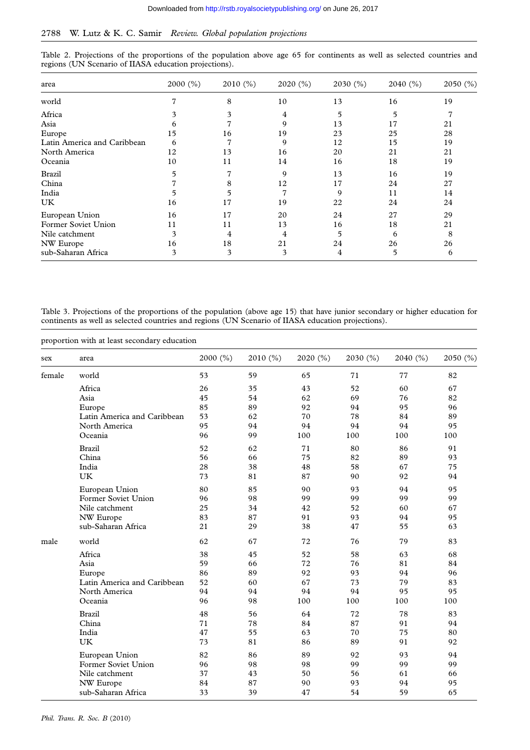Table 2. Projections of the proportions of the population above age 65 for continents as well as selected countries and regions (UN Scenario of IIASA education projections).

| area | 2000 (%) | 2010 (%) | 2020 (%) | 2030 (%) | 2040 (%) | 2050 (%) |
|---|---|---|---|---|---|---|
| world | 7 | 8 | 10 | 13 | 16 | 19 |
| Africa | 3 | 3 | 4 | 5 | 5 | 7 |
| Asia | 6 | 7 | 9 | 13 | 17 | 21 |
| Europe | 15 | 16 | 19 | 23 | 25 | 28 |
| Latin America and Caribbean | 6 | 7 | 9 | 12 | 15 | 19 |
| North America | 12 | 13 | 16 | 20 | 21 | 21 |
| Oceania | 10 | 11 | 14 | 16 | 18 | 19 |
| Brazil | 5 | 7 | 9 | 13 | 16 | 19 |
| China | 7 | 8 | 12 | 17 | 24 | 27 |
| India | 5 | 5 | 7 | 9 | 11 | 14 |
| UK | 16 | 17 | 19 | 22 | 24 | 24 |
| European Union | 16 | 17 | 20 | 24 | 27 | 29 |
| Former Soviet Union | 11 | 11 | 13 | 16 | 18 | 21 |
| Nile catchment | 3 | 4 | 4 | 5 | 6 | 8 |
| NW Europe | 16 | 18 | 21 | 24 | 26 | 26 |
| sub-Saharan Africa | 3 | 3 | 3 | 4 | 5 | 6 |

Table 3. Projections of the proportions of the population (above age 15) that have junior secondary or higher education for continents as well as selected countries and regions (UN Scenario of IIASA education projections).

proportion with at least secondary education

| sex | area | 2000 (%) | 2010 (%) | 2020 (%) | 2030 (%) | 2040 (%) | 2050 (%) |
|---|---|---|---|---|---|---|---|
| female | world | 53 | 59 | 65 | 71 | 77 | 82 |
| | Africa | 26 | 35 | 43 | 52 | 60 | 67 |
| | Asia | 45 | 54 | 62 | 69 | 76 | 82 |
| | Europe | 85 | 89 | 92 | 94 | 95 | 96 |
| | Latin America and Caribbean | 53 | 62 | 70 | 78 | 84 | 89 |
| | North America | 95 | 94 | 94 | 94 | 94 | 95 |
| | Oceania | 96 | 99 | 100 | 100 | 100 | 100 |
| | Brazil | 52 | 62 | 71 | 80 | 86 | 91 |
| | China | 56 | 66 | 75 | 82 | 89 | 93 |
| | India | 28 | 38 | 48 | 58 | 67 | 75 |
| | UK | 73 | 81 | 87 | 90 | 92 | 94 |
| | European Union | 80 | 85 | 90 | 93 | 94 | 95 |
| | Former Soviet Union | 96 | 98 | 99 | 99 | 99 | 99 |
| | Nile catchment | 25 | 34 | 42 | 52 | 60 | 67 |
| | NW Europe | 83 | 87 | 91 | 93 | 94 | 95 |
| | sub-Saharan Africa | 21 | 29 | 38 | 47 | 55 | 63 |
| male | world | 62 | 67 | 72 | 76 | 79 | 83 |
| | Africa | 38 | 45 | 52 | 58 | 63 | 68 |
| | Asia | 59 | 66 | 72 | 76 | 81 | 84 |
| | Europe | 86 | 89 | 92 | 93 | 94 | 96 |
| | Latin America and Caribbean | 52 | 60 | 67 | 73 | 79 | 83 |
| | North America | 94 | 94 | 94 | 94 | 95 | 95 |
| | Oceania | 96 | 98 | 100 | 100 | 100 | 100 |
| | Brazil | 48 | 56 | 64 | 72 | 78 | 83 |
| | China | 71 | 78 | 84 | 87 | 91 | 94 |
| | India | 47 | 55 | 63 | 70 | 75 | 80 |
| | UK | 73 | 81 | 86 | 89 | 91 | 92 |
| | European Union | 82 | 86 | 89 | 92 | 93 | 94 |
| | Former Soviet Union | 96 | 98 | 98 | 99 | 99 | 99 |
| | Nile catchment | 37 | 43 | 50 | 56 | 61 | 66 |
| | NW Europe | 84 | 87 | 90 | 93 | 94 | 95 |
| | sub-Saharan Africa | 33 | 39 | 47 | 54 | 59 | 65 |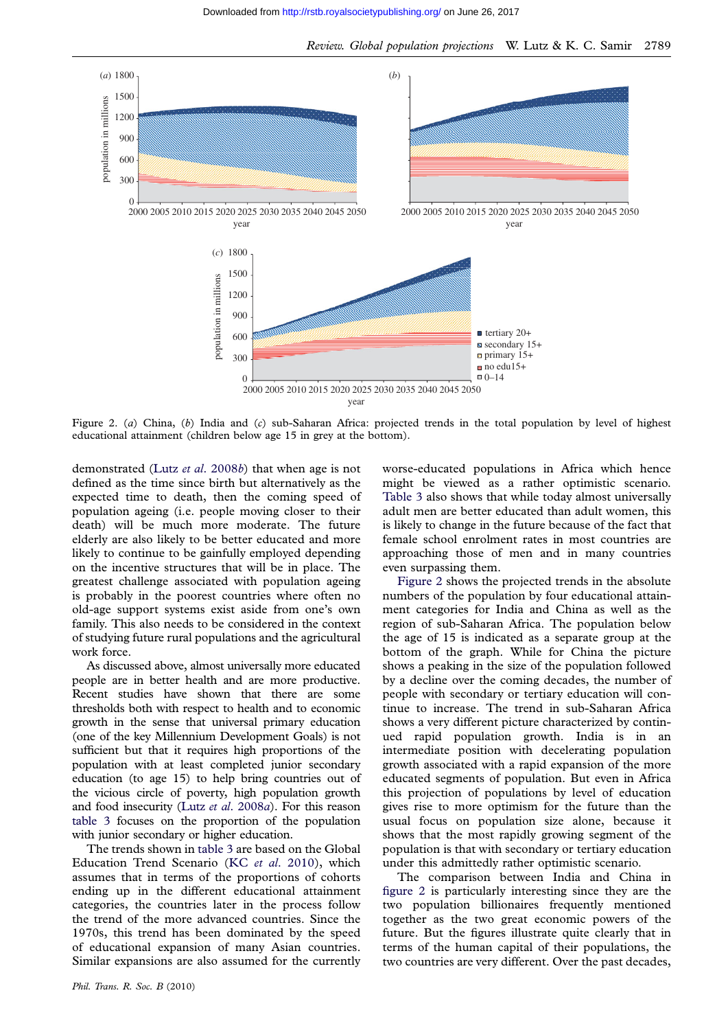Figure 2. (*a*) China, (*b*) India and (*c*) sub-Saharan Africa: projected trends in the total population by level of highest educational attainment (children below age 15 in grey at the bottom).

demonstrated (Lutz *et al*. 2008*b*) that when age is not defined as the time since birth but alternatively as the expected time to death, then the coming speed of population ageing (i.e. people moving closer to their death) will be much more moderate. The future elderly are also likely to be better educated and more likely to continue to be gainfully employed depending on the incentive structures that will be in place. The greatest challenge associated with population ageing is probably in the poorest countries where often no old-age support systems exist aside from one's own family. This also needs to be considered in the context of studying future rural populations and the agricultural work force.

As discussed above, almost universally more educated people are in better health and are more productive. Recent studies have shown that there are some thresholds both with respect to health and to economic growth in the sense that universal primary education (one of the key Millennium Development Goals) is not sufficient but that it requires high proportions of the population with at least completed junior secondary education (to age 15) to help bring countries out of the vicious circle of poverty, high population growth and food insecurity (Lutz *et al*. 2008*a*). For this reason table 3 focuses on the proportion of the population with junior secondary or higher education.

The trends shown in table 3 are based on the Global Education Trend Scenario (KC *et al*. 2010), which assumes that in terms of the proportions of cohorts ending up in the different educational attainment categories, the countries later in the process follow the trend of the more advanced countries. Since the 1970s, this trend has been dominated by the speed of educational expansion of many Asian countries. Similar expansions are also assumed for the currently worse-educated populations in Africa which hence might be viewed as a rather optimistic scenario. Table 3 also shows that while today almost universally adult men are better educated than adult women, this is likely to change in the future because of the fact that female school enrolment rates in most countries are approaching those of men and in many countries even surpassing them.

Figure 2 shows the projected trends in the absolute numbers of the population by four educational attainment categories for India and China as well as the region of sub-Saharan Africa. The population below the age of 15 is indicated as a separate group at the bottom of the graph. While for China the picture shows a peaking in the size of the population followed by a decline over the coming decades, the number of people with secondary or tertiary education will continue to increase. The trend in sub-Saharan Africa shows a very different picture characterized by continued rapid population growth. India is in an intermediate position with decelerating population growth associated with a rapid expansion of the more educated segments of population. But even in Africa this projection of populations by level of education gives rise to more optimism for the future than the usual focus on population size alone, because it shows that the most rapidly growing segment of the population is that with secondary or tertiary education under this admittedly rather optimistic scenario.

The comparison between India and China in figure 2 is particularly interesting since they are the two population billionaires frequently mentioned together as the two great economic powers of the future. But the figures illustrate quite clearly that in terms of the human capital of their populations, the two countries are very different. Over the past decades,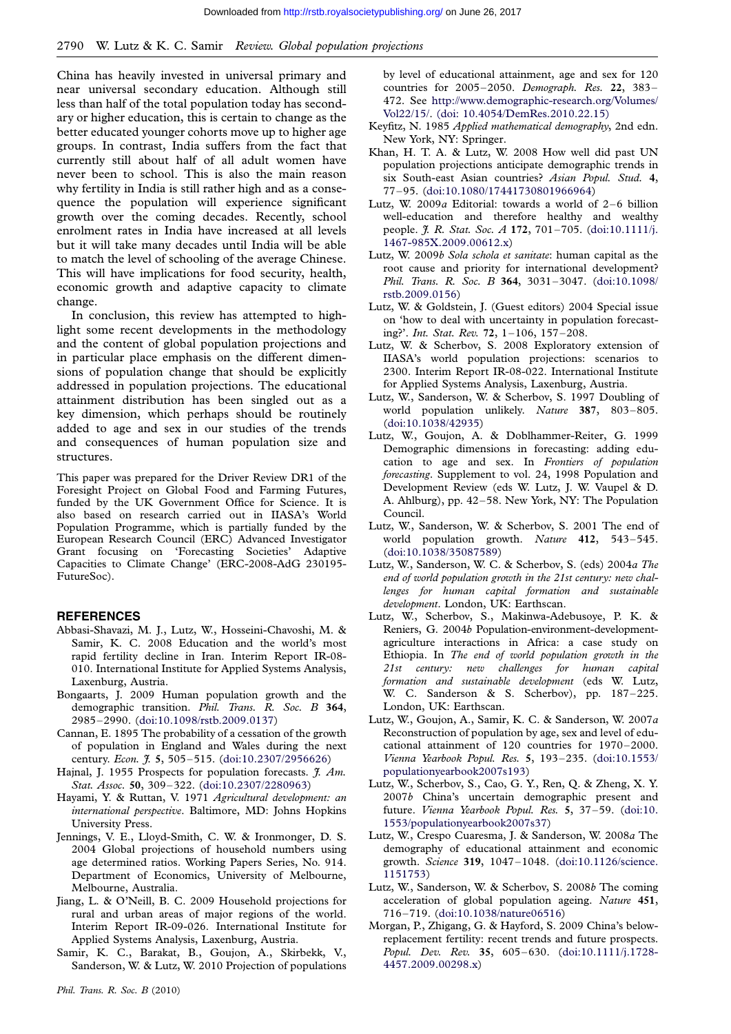China has heavily invested in universal primary and near universal secondary education. Although still less than half of the total population today has secondary or higher education, this is certain to change as the better educated younger cohorts move up to higher age groups. In contrast, India suffers from the fact that currently still about half of all adult women have never been to school. This is also the main reason why fertility in India is still rather high and as a consequence the population will experience significant growth over the coming decades. Recently, school enrolment rates in India have increased at all levels but it will take many decades until India will be able to match the level of schooling of the average Chinese. This will have implications for food security, health, economic growth and adaptive capacity to climate change.

In conclusion, this review has attempted to highlight some recent developments in the methodology and the content of global population projections and in particular place emphasis on the different dimensions of population change that should be explicitly addressed in population projections. The educational attainment distribution has been singled out as a key dimension, which perhaps should be routinely added to age and sex in our studies of the trends and consequences of human population size and structures.

This paper was prepared for the Driver Review DR1 of the Foresight Project on Global Food and Farming Futures, funded by the UK Government Office for Science. It is also based on research carried out in IIASA's World Population Programme, which is partially funded by the European Research Council (ERC) Advanced Investigator Grant focusing on 'Forecasting Societies' Adaptive Capacities to Climate Change' (ERC-2008-AdG 230195-FutureSoc).

## REFERENCES

Abbasi-Shavazi, M. J., Lutz, W., Hosseini-Chavoshi, M. & Samir, K. C. 2008 Education and the world's most rapid fertility decline in Iran. Interim Report IR-08-010. International Institute for Applied Systems Analysis, Laxenburg, Austria.

Bongaarts, J. 2009 Human population growth and the demographic transition. *Phil. Trans. R. Soc. B* **364**, 2985–2990. (doi:10.1098/rstb.2009.0137)

Cannan, E. 1895 The probability of a cessation of the growth of population in England and Wales during the next century. *Econ. J.* **5**, 505–515. (doi:10.2307/2956626)

Hajnal, J. 1955 Prospects for population forecasts. *J. Am. Stat. Assoc.* **50**, 309–322. (doi:10.2307/2280963)

Hayami, Y. & Ruttan, V. 1971 *Agricultural development: an international perspective*. Baltimore, MD: Johns Hopkins University Press.

Jennings, V. E., Lloyd-Smith, C. W. & Ironmonger, D. S. 2004 Global projections of household numbers using age determined ratios. Working Papers Series, No. 914. Department of Economics, University of Melbourne, Melbourne, Australia.

Jiang, L. & O'Neill, B. C. 2009 Household projections for rural and urban areas of major regions of the world. Interim Report IR-09-026. International Institute for Applied Systems Analysis, Laxenburg, Austria.

Samir, K. C., Barakat, B., Goujon, A., Skirbekk, V., Sanderson, W. & Lutz, W. 2010 Projection of populations by level of educational attainment, age and sex for 120 countries for 2005–2050. *Demograph. Res.* **22**, 383–472. See http://www.demographic-research.org/Volumes/Vol22/15/. (doi: 10.4054/DemRes.2010.22.15)

Keyfitz, N. 1985 *Applied mathematical demography*, 2nd edn. New York, NY: Springer.

Khan, H. T. A. & Lutz, W. 2008 How well did past UN population projections anticipate demographic trends in six South-east Asian countries? *Asian Popul. Stud.* **4**, 77–95. (doi:10.1080/17441730801966964)

Lutz, W. 2009*a* Editorial: towards a world of 2–6 billion well-education and therefore healthy and wealthy people. *J. R. Stat. Soc. A* **172**, 701–705. (doi:10.1111/j.1467-985X.2009.00612.x)

Lutz, W. 2009*b* *Sola schola et sanitate*: human capital as the root cause and priority for international development? *Phil. Trans. R. Soc. B* **364**, 3031–3047. (doi:10.1098/rstb.2009.0156)

Lutz, W. & Goldstein, J. (Guest editors) 2004 Special issue on 'how to deal with uncertainty in population forecasting?'. *Int. Stat. Rev.* **72**, 1–106, 157–208.

Lutz, W. & Scherbov, S. 2008 Exploratory extension of IIASA's world population projections: scenarios to 2300. Interim Report IR-08-022. International Institute for Applied Systems Analysis, Laxenburg, Austria.

Lutz, W., Sanderson, W. & Scherbov, S. 1997 Doubling of world population unlikely. *Nature* **387**, 803–805. (doi:10.1038/42935)

Lutz, W., Goujon, A. & Doblhammer-Reiter, G. 1999 Demographic dimensions in forecasting: adding education to age and sex. In *Frontiers of population forecasting*. Supplement to vol. 24, 1998 Population and Development Review (eds W. Lutz, J. W. Vaupel & D. A. Ahlburg), pp. 42–58. New York, NY: The Population Council.

Lutz, W., Sanderson, W. & Scherbov, S. 2001 The end of world population growth. *Nature* **412**, 543–545. (doi:10.1038/35087589)

Lutz, W., Sanderson, W. C. & Scherbov, S. (eds) 2004*a* *The end of world population growth in the 21st century: new challenges for human capital formation and sustainable development*. London, UK: Earthscan.

Lutz, W., Scherbov, S., Makinwa-Adebusoye, P. K. & Reniers, G. 2004*b* Population-environment-development-agriculture interactions in Africa: a case study on Ethiopia. In *The end of world population growth in the 21st century: new challenges for human capital formation and sustainable development* (eds W. Lutz, W. C. Sanderson & S. Scherbov), pp. 187–225. London, UK: Earthscan.

Lutz, W., Goujon, A., Samir, K. C. & Sanderson, W. 2007*a* Reconstruction of population by age, sex and level of educational attainment of 120 countries for 1970–2000. *Vienna Yearbook Popul. Res.* **5**, 193–235. (doi:10.1553/populationyearbook2007s193)

Lutz, W., Scherbov, S., Cao, G. Y., Ren, Q. & Zheng, X. Y. 2007*b* China's uncertain demographic present and future. *Vienna Yearbook Popul. Res.* **5**, 37–59. (doi:10.1553/populationyearbook2007s37)

Lutz, W., Crespo Cuaresma, J. & Sanderson, W. 2008*a* The demography of educational attainment and economic growth. *Science* **319**, 1047–1048. (doi:10.1126/science.1151753)

Lutz, W., Sanderson, W. & Scherbov, S. 2008*b* The coming acceleration of global population ageing. *Nature* **451**, 716–719. (doi:10.1038/nature06516)

Morgan, P., Zhigang, G. & Hayford, S. 2009 China's below-replacement fertility: recent trends and future prospects. *Popul. Dev. Rev.* **35**, 605–630. (doi:10.1111/j.1728-4457.2009.00298.x)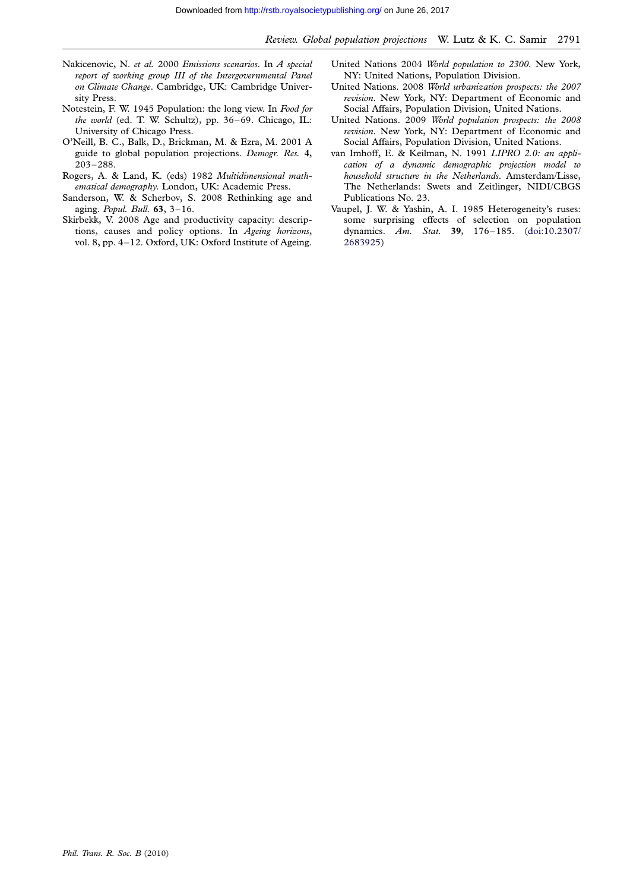Nakicenovic, N. *et al.* 2000 *Emissions scenarios*. In *A special report of working group III of the Intergovernmental Panel on Climate Change*. Cambridge, UK: Cambridge University Press.

Notestein, F. W. 1945 Population: the long view. In *Food for the world* (ed. T. W. Schultz), pp. 36–69. Chicago, IL: University of Chicago Press.

O'Neill, B. C., Balk, D., Brickman, M. & Ezra, M. 2001 A guide to global population projections. *Demogr. Res.* **4**, 203–288.

Rogers, A. & Land, K. (eds) 1982 *Multidimensional mathematical demography*. London, UK: Academic Press.

Sanderson, W. & Scherbov, S. 2008 Rethinking age and aging. *Popul. Bull.* **63**, 3–16.

Skirbekk, V. 2008 Age and productivity capacity: descriptions, causes and policy options. In *Ageing horizons*, vol. 8, pp. 4–12. Oxford, UK: Oxford Institute of Ageing.

United Nations 2004 *World population to 2300*. New York, NY: United Nations, Population Division.

United Nations. 2008 *World urbanization prospects: the 2007 revision*. New York, NY: Department of Economic and Social Affairs, Population Division, United Nations.

United Nations. 2009 *World population prospects: the 2008 revision*. New York, NY: Department of Economic and Social Affairs, Population Division, United Nations.

van Imhoff, E. & Keilman, N. 1991 *LIPRO 2.0: an application of a dynamic demographic projection model to household structure in the Netherlands*. Amsterdam/Lisse, The Netherlands: Swets and Zeitlinger, NIDI/CBGS Publications No. 23.

Vaupel, J. W. & Yashin, A. I. 1985 Heterogeneity's ruses: some surprising effects of selection on population dynamics. *Am. Stat.* **39**, 176–185. (doi:10.2307/2683925)